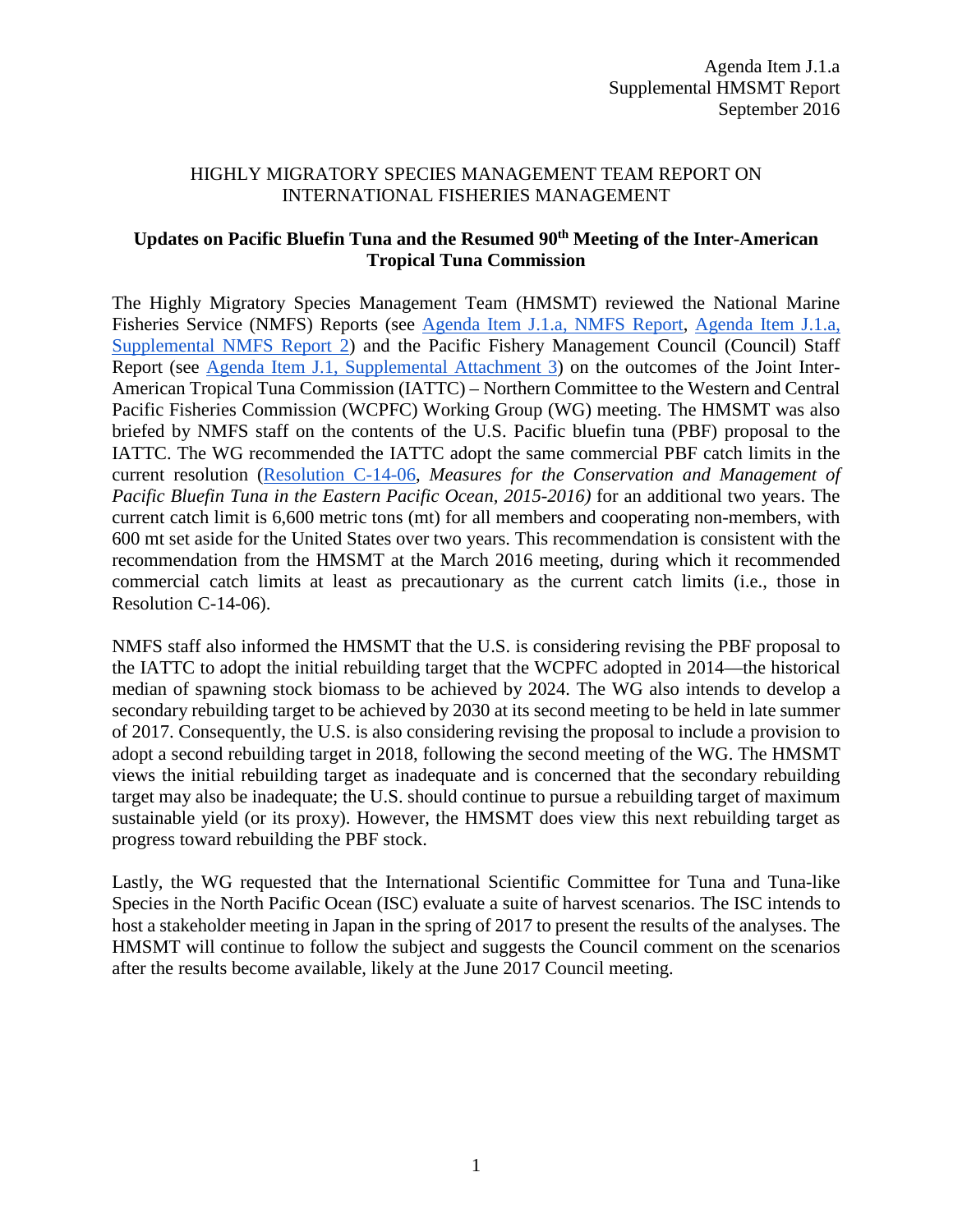Agenda Item J.1.a
Supplemental HMSMT Report
September 2016

# HIGHLY MIGRATORY SPECIES MANAGEMENT TEAM REPORT ON INTERNATIONAL FISHERIES MANAGEMENT

## Updates on Pacific Bluefin Tuna and the Resumed 90th Meeting of the Inter-American Tropical Tuna Commission

The Highly Migratory Species Management Team (HMSMT) reviewed the National Marine Fisheries Service (NMFS) Reports (see Agenda Item J.1.a, NMFS Report, Agenda Item J.1.a, Supplemental NMFS Report 2) and the Pacific Fishery Management Council (Council) Staff Report (see Agenda Item J.1, Supplemental Attachment 3) on the outcomes of the Joint Inter-American Tropical Tuna Commission (IATTC) – Northern Committee to the Western and Central Pacific Fisheries Commission (WCPFC) Working Group (WG) meeting. The HMSMT was also briefed by NMFS staff on the contents of the U.S. Pacific bluefin tuna (PBF) proposal to the IATTC. The WG recommended the IATTC adopt the same commercial PBF catch limits in the current resolution (Resolution C-14-06, *Measures for the Conservation and Management of Pacific Bluefin Tuna in the Eastern Pacific Ocean, 2015-2016)* for an additional two years. The current catch limit is 6,600 metric tons (mt) for all members and cooperating non-members, with 600 mt set aside for the United States over two years. This recommendation is consistent with the recommendation from the HMSMT at the March 2016 meeting, during which it recommended commercial catch limits at least as precautionary as the current catch limits (i.e., those in Resolution C-14-06).

NMFS staff also informed the HMSMT that the U.S. is considering revising the PBF proposal to the IATTC to adopt the initial rebuilding target that the WCPFC adopted in 2014—the historical median of spawning stock biomass to be achieved by 2024. The WG also intends to develop a secondary rebuilding target to be achieved by 2030 at its second meeting to be held in late summer of 2017. Consequently, the U.S. is also considering revising the proposal to include a provision to adopt a second rebuilding target in 2018, following the second meeting of the WG. The HMSMT views the initial rebuilding target as inadequate and is concerned that the secondary rebuilding target may also be inadequate; the U.S. should continue to pursue a rebuilding target of maximum sustainable yield (or its proxy). However, the HMSMT does view this next rebuilding target as progress toward rebuilding the PBF stock.

Lastly, the WG requested that the International Scientific Committee for Tuna and Tuna-like Species in the North Pacific Ocean (ISC) evaluate a suite of harvest scenarios. The ISC intends to host a stakeholder meeting in Japan in the spring of 2017 to present the results of the analyses. The HMSMT will continue to follow the subject and suggests the Council comment on the scenarios after the results become available, likely at the June 2017 Council meeting.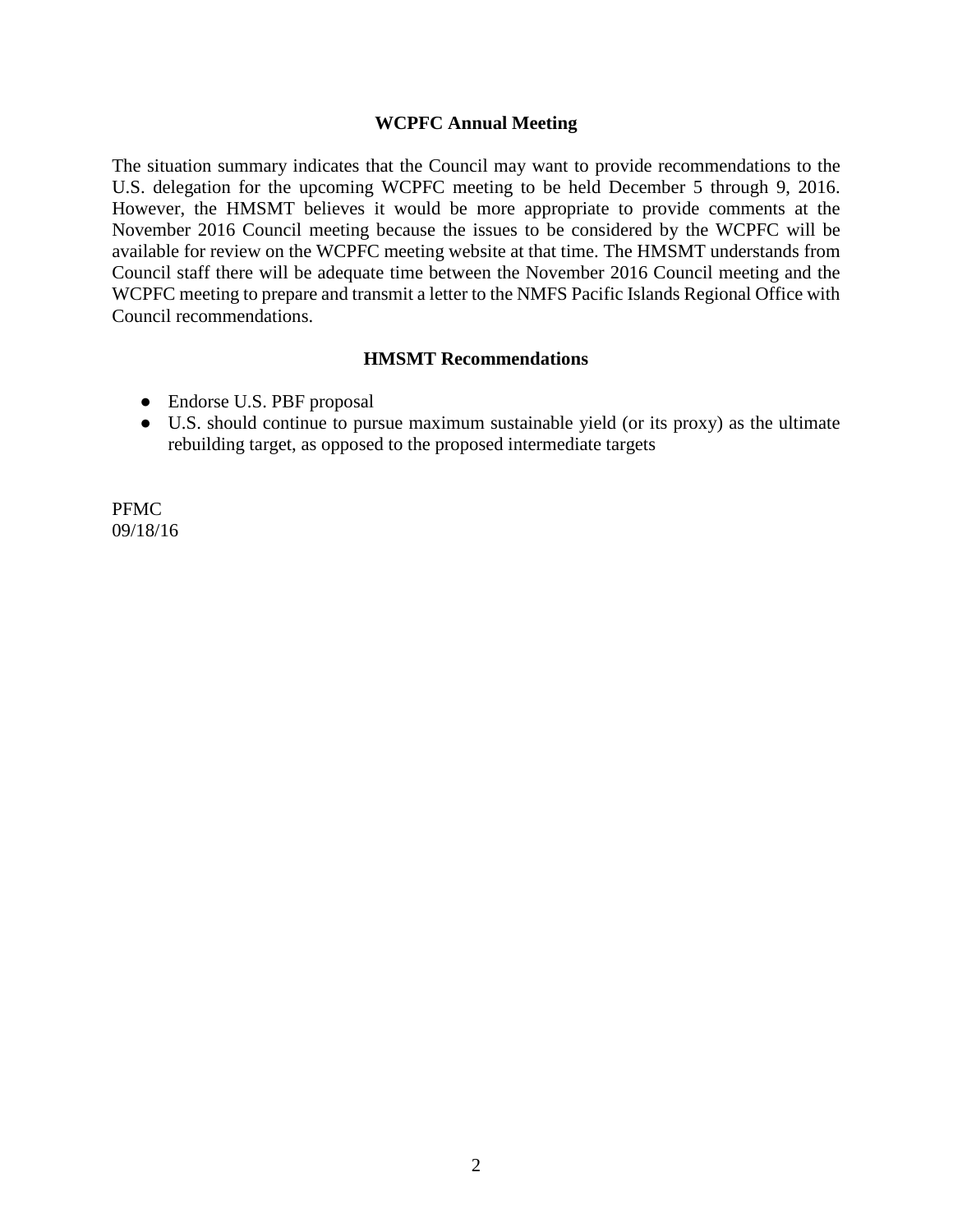## WCPFC Annual Meeting

The situation summary indicates that the Council may want to provide recommendations to the U.S. delegation for the upcoming WCPFC meeting to be held December 5 through 9, 2016. However, the HMSMT believes it would be more appropriate to provide comments at the November 2016 Council meeting because the issues to be considered by the WCPFC will be available for review on the WCPFC meeting website at that time. The HMSMT understands from Council staff there will be adequate time between the November 2016 Council meeting and the WCPFC meeting to prepare and transmit a letter to the NMFS Pacific Islands Regional Office with Council recommendations.

## HMSMT Recommendations

- Endorse U.S. PBF proposal
- U.S. should continue to pursue maximum sustainable yield (or its proxy) as the ultimate rebuilding target, as opposed to the proposed intermediate targets

PFMC
09/18/16